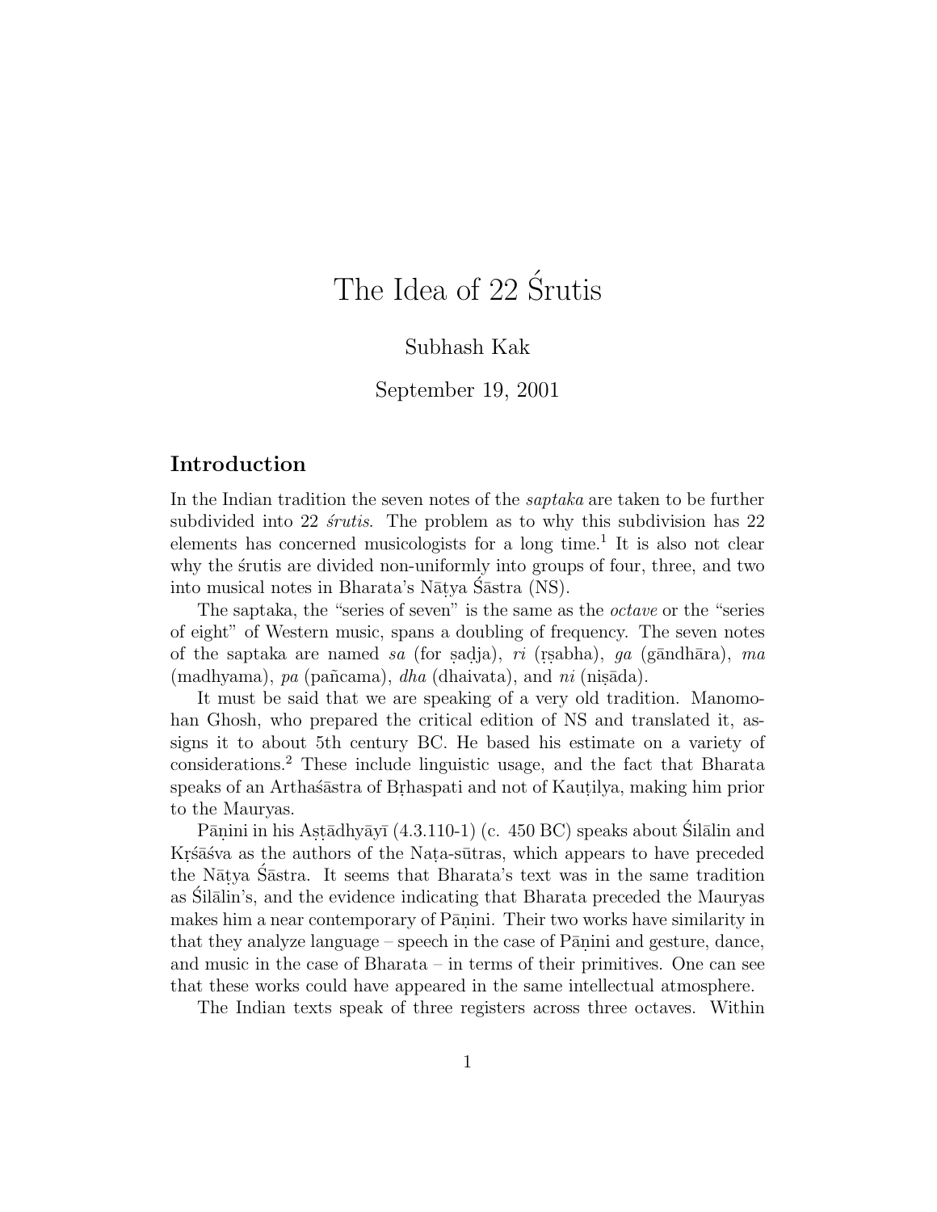# The Idea of 22 Śrutis

Subhash Kak

September 19, 2001

## Introduction

In the Indian tradition the seven notes of the *saptaka* are taken to be further subdivided into 22 *śrutis*. The problem as to why this subdivision has 22 elements has concerned musicologists for a long time.[1] It is also not clear why the śrutis are divided non-uniformly into groups of four, three, and two into musical notes in Bharata's Nāṭya Śāstra (NS).

The saptaka, the "series of seven" is the same as the *octave* or the "series of eight" of Western music, spans a doubling of frequency. The seven notes of the saptaka are named *sa* (for ṣaḍja), *ri* (ṛṣabha), *ga* (gāndhāra), *ma* (madhyama), *pa* (pañcama), *dha* (dhaivata), and *ni* (niṣāda).

It must be said that we are speaking of a very old tradition. Manomohan Ghosh, who prepared the critical edition of NS and translated it, assigns it to about 5th century BC. He based his estimate on a variety of considerations.[2] These include linguistic usage, and the fact that Bharata speaks of an Arthaśāstra of Bṛhaspati and not of Kauṭilya, making him prior to the Mauryas.

Pāṇini in his Aṣṭādhyāyī (4.3.110-1) (c. 450 BC) speaks about Śilālin and Kṛśāśva as the authors of the Naṭa-sūtras, which appears to have preceded the Nāṭya Śāstra. It seems that Bharata's text was in the same tradition as Śilālin's, and the evidence indicating that Bharata preceded the Mauryas makes him a near contemporary of Pāṇini. Their two works have similarity in that they analyze language – speech in the case of Pāṇini and gesture, dance, and music in the case of Bharata – in terms of their primitives. One can see that these works could have appeared in the same intellectual atmosphere.

The Indian texts speak of three registers across three octaves. Within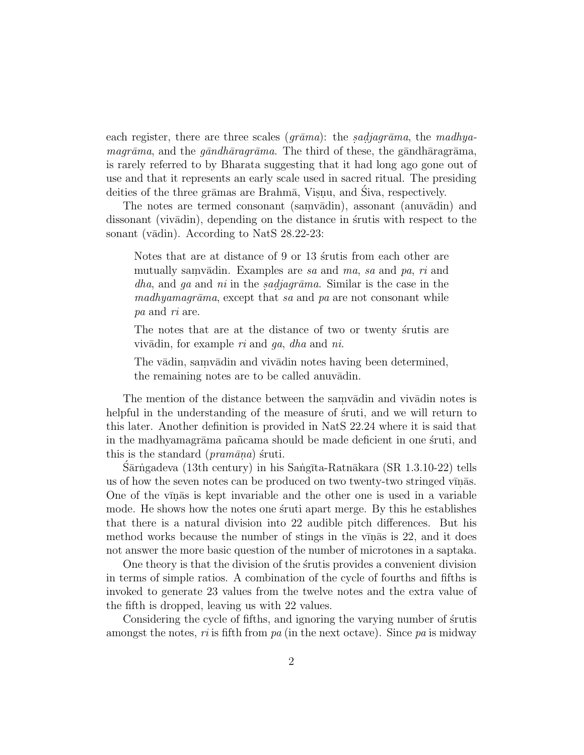each register, there are three scales (*grāma*): the *ṣaḍjagrāma*, the *madhyamagrāma*, and the *gāndhāragrāma*. The third of these, the gāndhāragrāma, is rarely referred to by Bharata suggesting that it had long ago gone out of use and that it represents an early scale used in sacred ritual. The presiding deities of the three grāmas are Brahmā, Viṣṇu, and Śiva, respectively.

The notes are termed consonant (saṃvādin), assonant (anuvādin) and dissonant (vivādin), depending on the distance in śrutis with respect to the sonant (vādin). According to NatS 28.22-23:

> Notes that are at distance of 9 or 13 śrutis from each other are mutually saṃvādin. Examples are *sa* and *ma*, *sa* and *pa*, *ri* and *dha*, and *ga* and *ni* in the *ṣaḍjagrāma*. Similar is the case in the *madhyamagrāma*, except that *sa* and *pa* are not consonant while *pa* and *ri* are.
>
> The notes that are at the distance of two or twenty śrutis are vivādin, for example *ri* and *ga*, *dha* and *ni*.
>
> The vādin, saṃvādin and vivādin notes having been determined, the remaining notes are to be called anuvādin.

The mention of the distance between the saṃvādin and vivādin notes is helpful in the understanding of the measure of śruti, and we will return to this later. Another definition is provided in NatS 22.24 where it is said that in the madhyamagrāma pañcama should be made deficient in one śruti, and this is the standard (*pramāṇa*) śruti.

Śārṅgadeva (13th century) in his Saṅgīta-Ratnākara (SR 1.3.10-22) tells us of how the seven notes can be produced on two twenty-two stringed vīṇās. One of the vīṇās is kept invariable and the other one is used in a variable mode. He shows how the notes one śruti apart merge. By this he establishes that there is a natural division into 22 audible pitch differences. But his method works because the number of stings in the vīṇās is 22, and it does not answer the more basic question of the number of microtones in a saptaka.

One theory is that the division of the śrutis provides a convenient division in terms of simple ratios. A combination of the cycle of fourths and fifths is invoked to generate 23 values from the twelve notes and the extra value of the fifth is dropped, leaving us with 22 values.

Considering the cycle of fifths, and ignoring the varying number of śrutis amongst the notes, *ri* is fifth from *pa* (in the next octave). Since *pa* is midway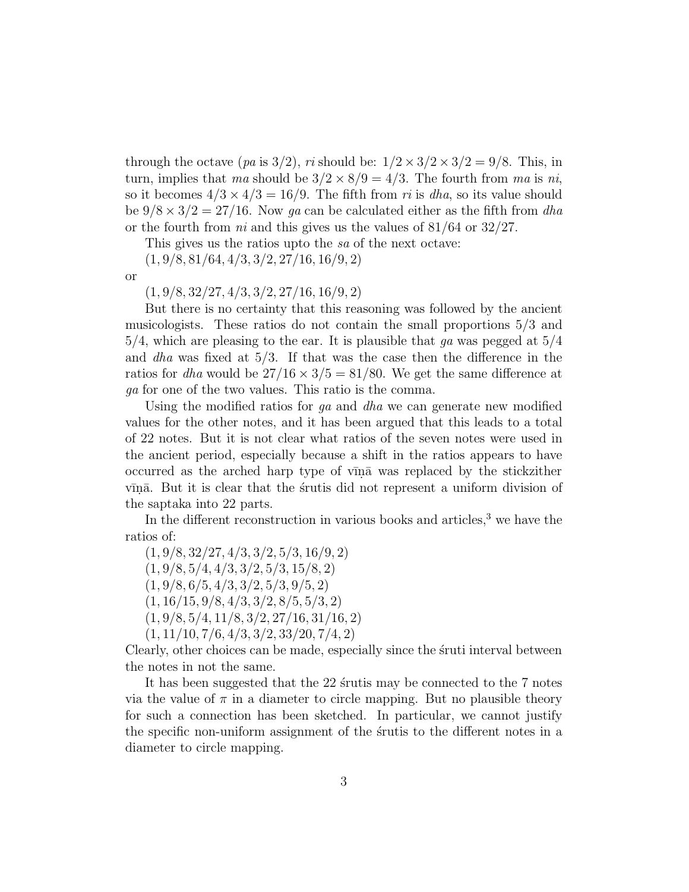through the octave (*pa* is $3/2$), *ri* should be: $1/2 \times 3/2 \times 3/2 = 9/8$. This, in turn, implies that *ma* should be $3/2 \times 8/9 = 4/3$. The fourth from *ma* is *ni*, so it becomes $4/3 \times 4/3 = 16/9$. The fifth from *ri* is *dha*, so its value should be $9/8 \times 3/2 = 27/16$. Now *ga* can be calculated either as the fifth from *dha* or the fourth from *ni* and this gives us the values of $81/64$ or $32/27$.

This gives us the ratios upto the *sa* of the next octave:

$(1, 9/8, 81/64, 4/3, 3/2, 27/16, 16/9, 2)$

or

$(1, 9/8, 32/27, 4/3, 3/2, 27/16, 16/9, 2)$

But there is no certainty that this reasoning was followed by the ancient musicologists. These ratios do not contain the small proportions $5/3$ and $5/4$, which are pleasing to the ear. It is plausible that *ga* was pegged at $5/4$ and *dha* was fixed at $5/3$. If that was the case then the difference in the ratios for *dha* would be $27/16 \times 3/5 = 81/80$. We get the same difference at *ga* for one of the two values. This ratio is the comma.

Using the modified ratios for *ga* and *dha* we can generate new modified values for the other notes, and it has been argued that this leads to a total of 22 notes. But it is not clear what ratios of the seven notes were used in the ancient period, especially because a shift in the ratios appears to have occurred as the arched harp type of vīṇā was replaced by the stickzither vīṇā. But it is clear that the śrutis did not represent a uniform division of the saptaka into 22 parts.

In the different reconstruction in various books and articles,[3] we have the ratios of:

$(1, 9/8, 32/27, 4/3, 3/2, 5/3, 16/9, 2)$

$(1, 9/8, 5/4, 4/3, 3/2, 5/3, 15/8, 2)$

$(1, 9/8, 6/5, 4/3, 3/2, 5/3, 9/5, 2)$

$(1, 16/15, 9/8, 4/3, 3/2, 8/5, 5/3, 2)$

$(1, 9/8, 5/4, 11/8, 3/2, 27/16, 31/16, 2)$

$(1, 11/10, 7/6, 4/3, 3/2, 33/20, 7/4, 2)$

Clearly, other choices can be made, especially since the śruti interval between the notes in not the same.

It has been suggested that the 22 śrutis may be connected to the 7 notes via the value of $\pi$ in a diameter to circle mapping. But no plausible theory for such a connection has been sketched. In particular, we cannot justify the specific non-uniform assignment of the śrutis to the different notes in a diameter to circle mapping.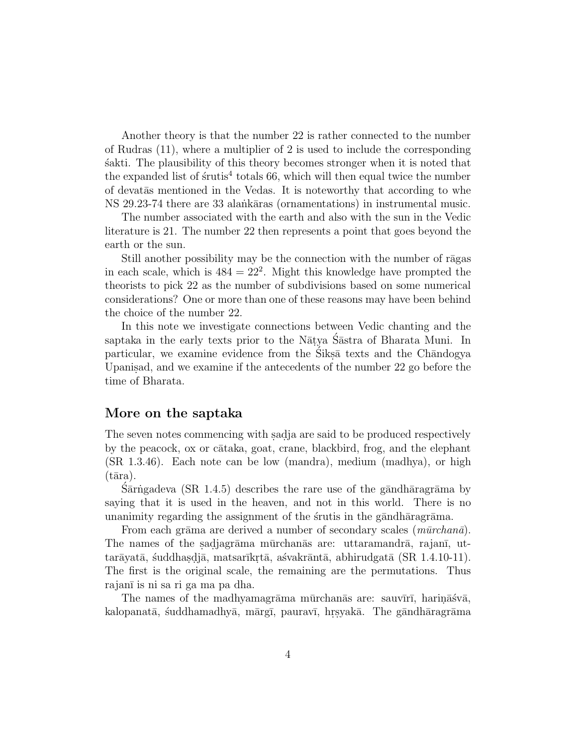Another theory is that the number 22 is rather connected to the number of Rudras (11), where a multiplier of 2 is used to include the corresponding śakti. The plausibility of this theory becomes stronger when it is noted that the expanded list of śrutis[4] totals 66, which will then equal twice the number of devatās mentioned in the Vedas. It is noteworthy that according to whe NS 29.23-74 there are 33 alaṅkāras (ornamentations) in instrumental music.

The number associated with the earth and also with the sun in the Vedic literature is 21. The number 22 then represents a point that goes beyond the earth or the sun.

Still another possibility may be the connection with the number of rāgas in each scale, which is $484 = 22^2$. Might this knowledge have prompted the theorists to pick 22 as the number of subdivisions based on some numerical considerations? One or more than one of these reasons may have been behind the choice of the number 22.

In this note we investigate connections between Vedic chanting and the saptaka in the early texts prior to the Nāṭya Śāstra of Bharata Muni. In particular, we examine evidence from the Śikṣā texts and the Chāndogya Upaniṣad, and we examine if the antecedents of the number 22 go before the time of Bharata.

## More on the saptaka

The seven notes commencing with ṣaḍja are said to be produced respectively by the peacock, ox or cātaka, goat, crane, blackbird, frog, and the elephant (SR 1.3.46). Each note can be low (mandra), medium (madhya), or high (tāra).

Śārṅgadeva (SR 1.4.5) describes the rare use of the gāndhāragrāma by saying that it is used in the heaven, and not in this world. There is no unanimity regarding the assignment of the śrutis in the gāndhāragrāma.

From each grāma are derived a number of secondary scales (*mūrchanā*). The names of the ṣaḍjagrāma mūrchanās are: uttaramandrā, rajanī, uttarāyatā, śuddhaṣḍjā, matsarīkṛtā, aśvakrāntā, abhirudgatā (SR 1.4.10-11). The first is the original scale, the remaining are the permutations. Thus rajanī is ni sa ri ga ma pa dha.

The names of the madhyamagrāma mūrchanās are: sauvīrī, hariṇāśvā, kalopanatā, śuddhamadhyā, mārgī, pauravī, hṛṣyakā. The gāndhāragrāma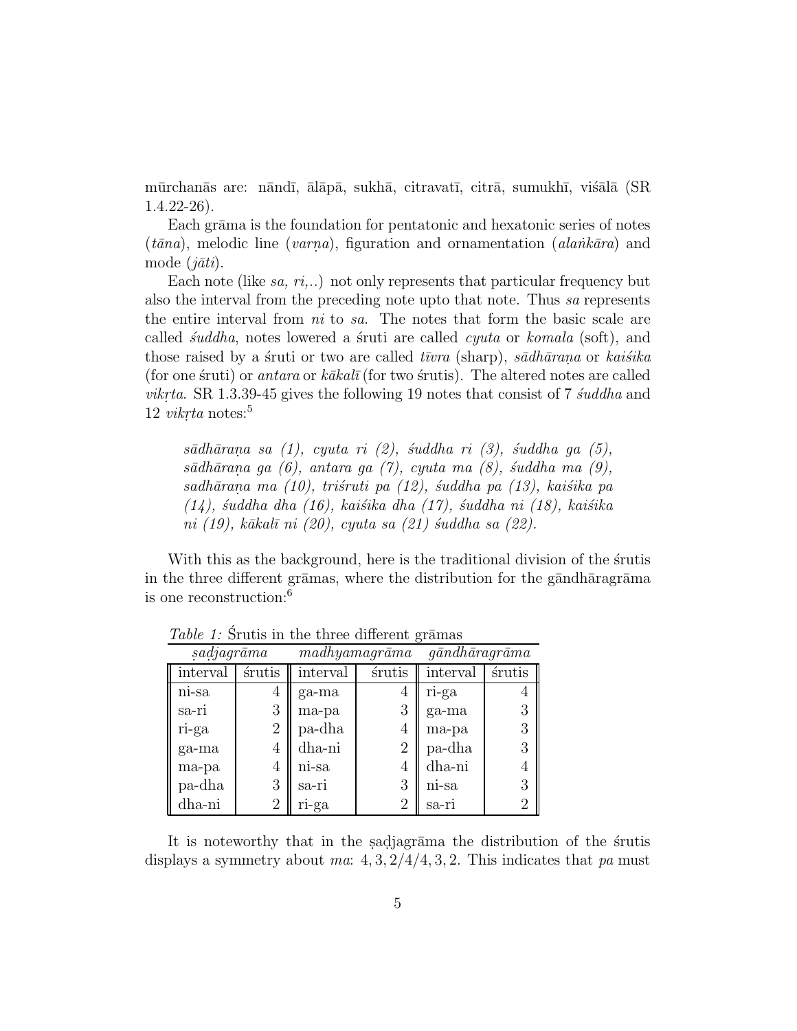mūrchanās are: nāndī, ālāpā, sukhā, citravatī, citrā, sumukhī, viśālā (SR 1.4.22-26).

Each grāma is the foundation for pentatonic and hexatonic series of notes (*tāna*), melodic line (*varṇa*), figuration and ornamentation (*alaṅkāra*) and mode (*jāti*).

Each note (like *sa, ri,..*) not only represents that particular frequency but also the interval from the preceding note upto that note. Thus *sa* represents the entire interval from *ni* to *sa*. The notes that form the basic scale are called *śuddha*, notes lowered a śruti are called *cyuta* or *komala* (soft), and those raised by a śruti or two are called *tīvra* (sharp), *sādhāraṇa* or *kaiśika* (for one śruti) or *antara* or *kākalī* (for two śrutis). The altered notes are called *vikṛta*. SR 1.3.39-45 gives the following 19 notes that consist of 7 *śuddha* and 12 *vikṛta* notes:[5]

> *sādhāraṇa sa (1), cyuta ri (2), śuddha ri (3), śuddha ga (5), sādhāraṇa ga (6), antara ga (7), cyuta ma (8), śuddha ma (9), sadhāraṇa ma (10), triśruti pa (12), śuddha pa (13), kaiśika pa (14), śuddha dha (16), kaiśika dha (17), śuddha ni (18), kaiśika ni (19), kākalī ni (20), cyuta sa (21) śuddha sa (22).*

With this as the background, here is the traditional division of the śrutis in the three different grāmas, where the distribution for the gāndhāragrāma is one reconstruction:[6]

*Table 1:* Śrutis in the three different grāmas

| *ṣaḍjagrāma* | | *madhyamagrāma* | | *gāndhāragrāma* | |
|---|---|---|---|---|---|
| interval | śrutis | interval | śrutis | interval | śrutis |
| ni-sa | 4 | ga-ma | 4 | ri-ga | 4 |
| sa-ri | 3 | ma-pa | 3 | ga-ma | 3 |
| ri-ga | 2 | pa-dha | 4 | ma-pa | 3 |
| ga-ma | 4 | dha-ni | 2 | pa-dha | 3 |
| ma-pa | 4 | ni-sa | 4 | dha-ni | 4 |
| pa-dha | 3 | sa-ri | 3 | ni-sa | 3 |
| dha-ni | 2 | ri-ga | 2 | sa-ri | 2 |

It is noteworthy that in the ṣaḍjagrāma the distribution of the śrutis displays a symmetry about *ma*: 4, 3, 2/4/4, 3, 2. This indicates that *pa* must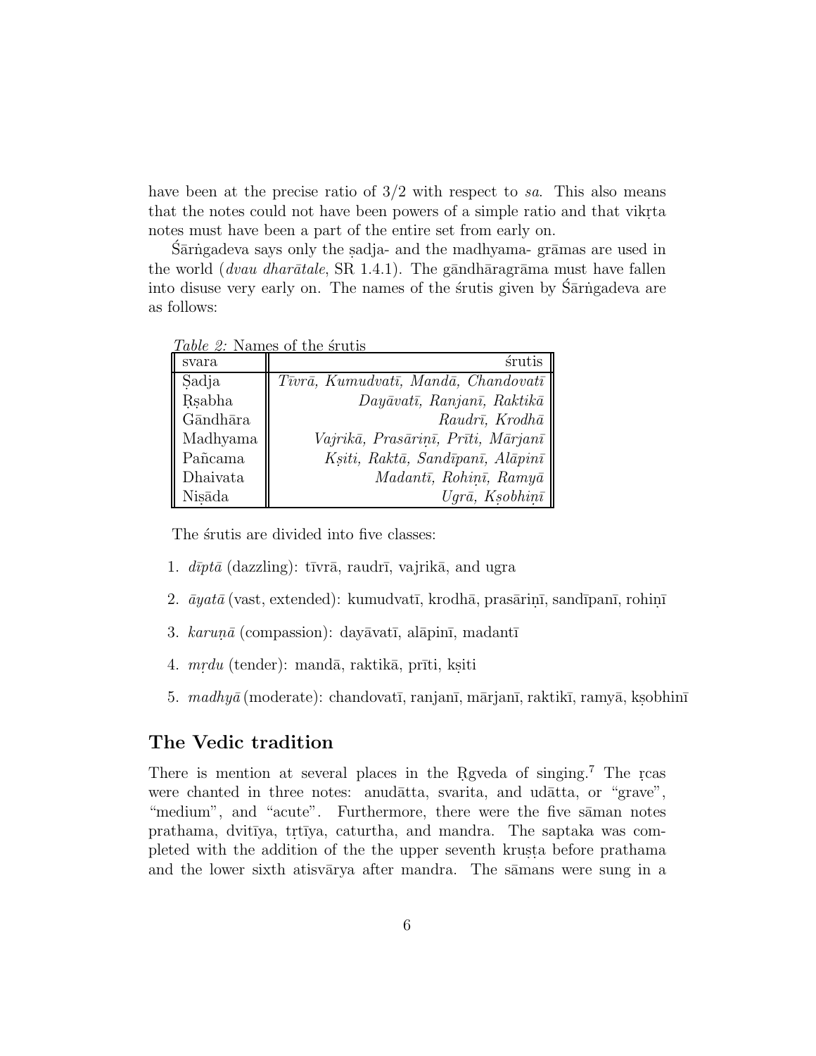have been at the precise ratio of 3/2 with respect to *sa*. This also means that the notes could not have been powers of a simple ratio and that vikṛta notes must have been a part of the entire set from early on.

Śārṅgadeva says only the ṣadja- and the madhyama- grāmas are used in the world (*dvau dharātale*, SR 1.4.1). The gāndhāragrāma must have fallen into disuse very early on. The names of the śrutis given by Śārṅgadeva are as follows:

*Table 2:* Names of the śrutis

| svara | śrutis |
|---|---|
| Ṣadja | *Tīvrā, Kumudvatī, Mandā, Chandovatī* |
| Ṛṣabha | *Dayāvatī, Ranjanī, Raktikā* |
| Gāndhāra | *Raudrī, Krodhā* |
| Madhyama | *Vajrikā, Prasāriṇī, Prīti, Mārjanī* |
| Pañcama | *Kṣiti, Raktā, Sandīpanī, Alāpinī* |
| Dhaivata | *Madantī, Rohiṇī, Ramyā* |
| Niṣāda | *Ugrā, Kṣobhiṇī* |

The śrutis are divided into five classes:

1. *dīptā* (dazzling): tīvrā, raudrī, vajrikā, and ugra
2. *āyatā* (vast, extended): kumudvatī, krodhā, prasāriṇī, sandīpanī, rohiṇī
3. *karuṇā* (compassion): dayāvatī, alāpinī, madantī
4. *mṛdu* (tender): mandā, raktikā, prīti, kṣiti
5. *madhyā* (moderate): chandovatī, ranjanī, mārjanī, raktikī, ramyā, kṣobhinī

## The Vedic tradition

There is mention at several places in the Ṛgveda of singing.[7] The ṛcas were chanted in three notes: anudātta, svarita, and udātta, or "grave", "medium", and "acute". Furthermore, there were the five sāman notes prathama, dvitīya, tṛtīya, caturtha, and mandra. The saptaka was completed with the addition of the the upper seventh kruṣṭa before prathama and the lower sixth atisvārya after mandra. The sāmans were sung in a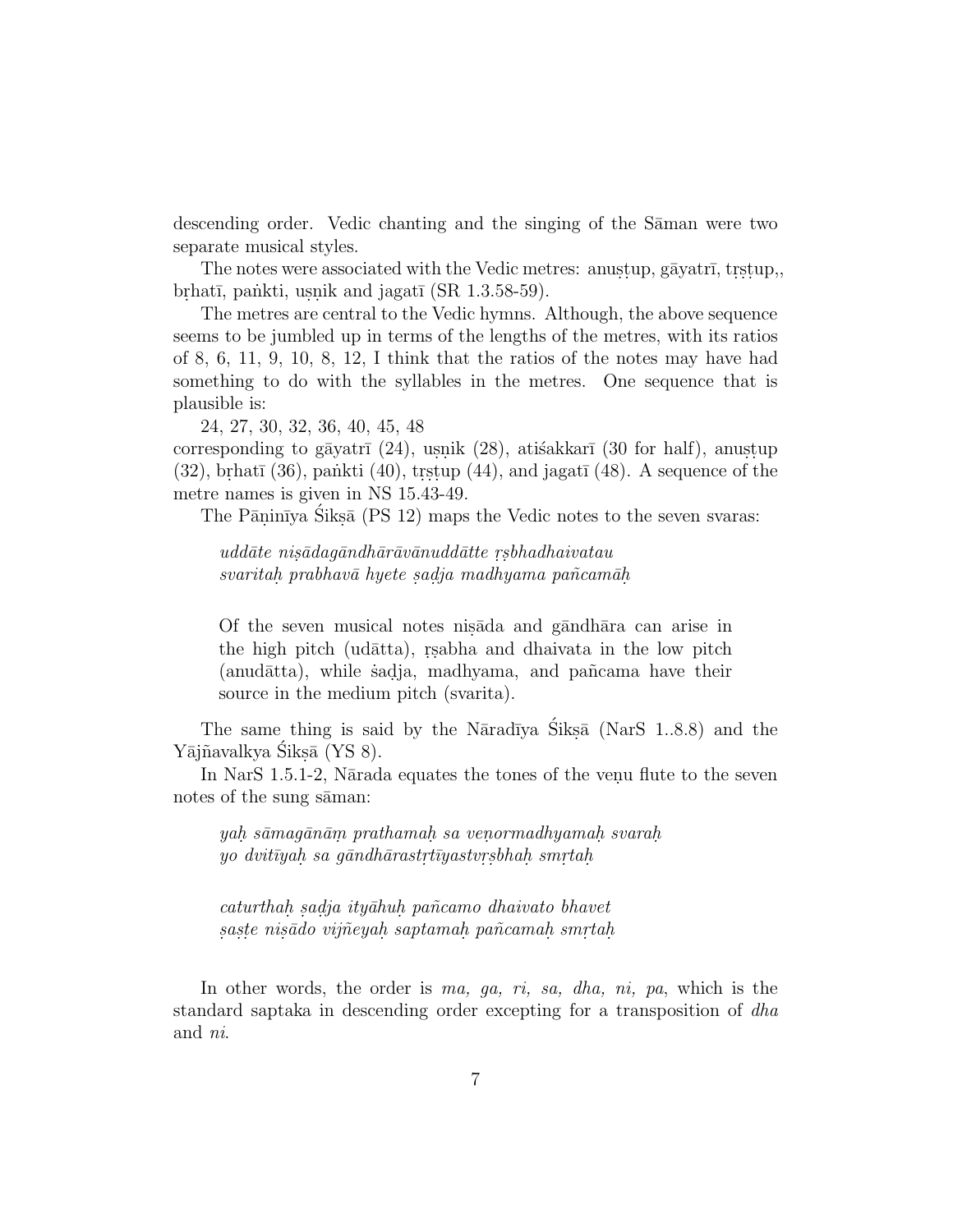descending order. Vedic chanting and the singing of the Sāman were two separate musical styles.

The notes were associated with the Vedic metres: anuṣṭup, gāyatrī, tṛṣṭup,, bṛhatī, paṅkti, uṣṇik and jagatī (SR 1.3.58-59).

The metres are central to the Vedic hymns. Although, the above sequence seems to be jumbled up in terms of the lengths of the metres, with its ratios of 8, 6, 11, 9, 10, 8, 12, I think that the ratios of the notes may have had something to do with the syllables in the metres. One sequence that is plausible is:

24, 27, 30, 32, 36, 40, 45, 48

corresponding to gāyatrī (24), uṣṇik (28), atiśakkarī (30 for half), anuṣṭup (32), bṛhatī (36), paṅkti (40), tṛṣṭup (44), and jagatī (48). A sequence of the metre names is given in NS 15.43-49.

The Pāṇinīya Śikṣā (PS 12) maps the Vedic notes to the seven svaras:

> *uddāte niṣādagāndhārāvānuddātte ṛṣbhadhaivatau*
> *svaritaḥ prabhavā hyete ṣaḍja madhyama pañcamāḥ*
>
> Of the seven musical notes niṣāda and gāndhāra can arise in the high pitch (udātta), ṛṣabha and dhaivata in the low pitch (anudātta), while ṡaḍja, madhyama, and pañcama have their source in the medium pitch (svarita).

The same thing is said by the Nāradīya Śikṣā (NarS 1..8.8) and the Yājñavalkya Śikṣā (YS 8).

In NarS 1.5.1-2, Nārada equates the tones of the veṇu flute to the seven notes of the sung sāman:

> *yaḥ sāmagānāṃ prathamaḥ sa veṇormadhyamaḥ svaraḥ*
> *yo dvitīyaḥ sa gāndhārastṛtīyastvṛṣbhaḥ smṛtaḥ*
>
> *caturthaḥ ṣaḍja ityāhuḥ pañcamo dhaivato bhavet*
> *ṣaṣṭe niṣādo vijñeyaḥ saptamaḥ pañcamaḥ smṛtaḥ*

In other words, the order is *ma, ga, ri, sa, dha, ni, pa*, which is the standard saptaka in descending order excepting for a transposition of *dha* and *ni*.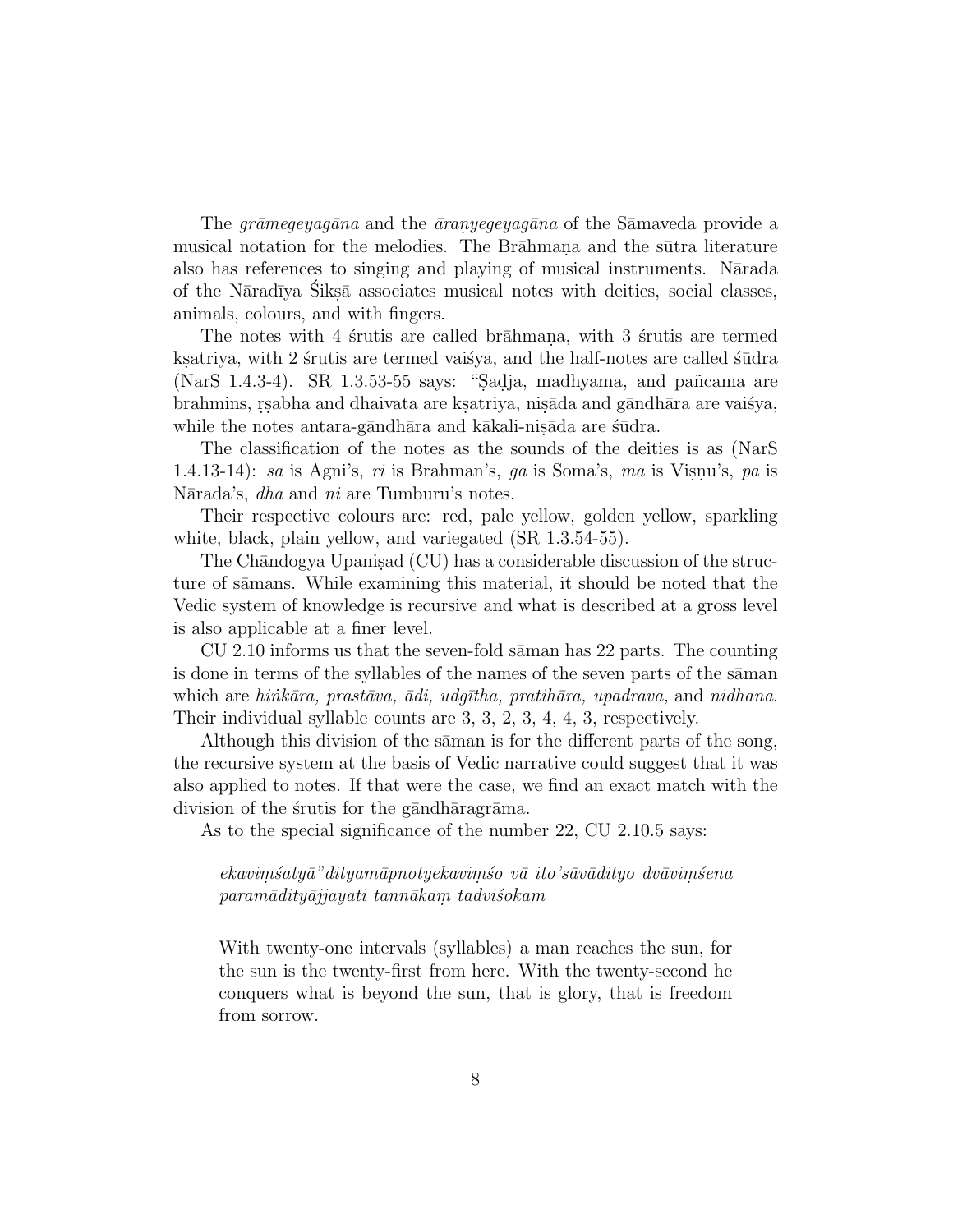The *grāmegeyagāna* and the *āraṇyegeyagāna* of the Sāmaveda provide a musical notation for the melodies. The Brāhmaṇa and the sūtra literature also has references to singing and playing of musical instruments. Nārada of the Nāradīya Śikṣā associates musical notes with deities, social classes, animals, colours, and with fingers.

The notes with 4 śrutis are called brāhmaṇa, with 3 śrutis are termed kṣatriya, with 2 śrutis are termed vaiśya, and the half-notes are called śūdra (NarS 1.4.3-4). SR 1.3.53-55 says: "Ṣaḍja, madhyama, and pañcama are brahmins, ṛṣabha and dhaivata are kṣatriya, niṣāda and gāndhāra are vaiśya, while the notes antara-gāndhāra and kākali-niṣāda are śūdra.

The classification of the notes as the sounds of the deities is as (NarS 1.4.13-14): *sa* is Agni's, *ri* is Brahman's, *ga* is Soma's, *ma* is Viṣṇu's, *pa* is Nārada's, *dha* and *ni* are Tumburu's notes.

Their respective colours are: red, pale yellow, golden yellow, sparkling white, black, plain yellow, and variegated (SR 1.3.54-55).

The Chāndogya Upaniṣad (CU) has a considerable discussion of the structure of sāmans. While examining this material, it should be noted that the Vedic system of knowledge is recursive and what is described at a gross level is also applicable at a finer level.

CU 2.10 informs us that the seven-fold sāman has 22 parts. The counting is done in terms of the syllables of the names of the seven parts of the sāman which are *hiṅkāra, prastāva, ādi, udgītha, pratihāra, upadrava,* and *nidhana*. Their individual syllable counts are 3, 3, 2, 3, 4, 4, 3, respectively.

Although this division of the sāman is for the different parts of the song, the recursive system at the basis of Vedic narrative could suggest that it was also applied to notes. If that were the case, we find an exact match with the division of the śrutis for the gāndhāragrāma.

As to the special significance of the number 22, CU 2.10.5 says:

> *ekaviṃśatyā"dityamāpnotyekaviṃśo vā ito'sāvādityo dvāviṃśena paramādityājjayati tannākaṃ tadviśokam*
>
> With twenty-one intervals (syllables) a man reaches the sun, for the sun is the twenty-first from here. With the twenty-second he conquers what is beyond the sun, that is glory, that is freedom from sorrow.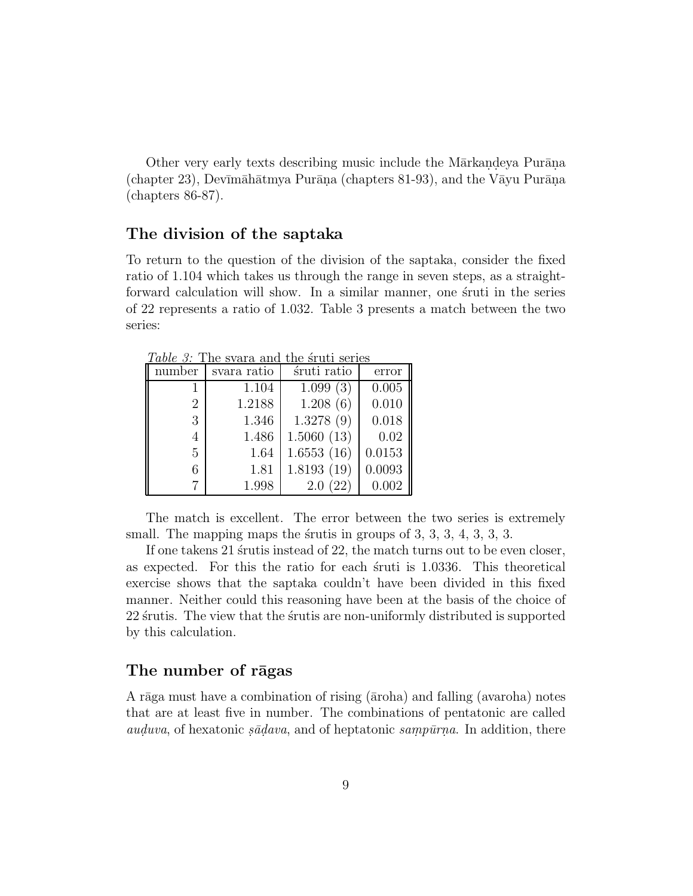Other very early texts describing music include the Mārkaṇḍeya Purāṇa (chapter 23), Devīmāhātmya Purāṇa (chapters 81-93), and the Vāyu Purāṇa (chapters 86-87).

## The division of the saptaka

To return to the question of the division of the saptaka, consider the fixed ratio of 1.104 which takes us through the range in seven steps, as a straightforward calculation will show. In a similar manner, one śruti in the series of 22 represents a ratio of 1.032. Table 3 presents a match between the two series:

*Table 3:* The svara and the śruti series

| number | svara ratio | śruti ratio | error |
|---|---|---|---|
| 1 | 1.104 | 1.099 (3) | 0.005 |
| 2 | 1.2188 | 1.208 (6) | 0.010 |
| 3 | 1.346 | 1.3278 (9) | 0.018 |
| 4 | 1.486 | 1.5060 (13) | 0.02 |
| 5 | 1.64 | 1.6553 (16) | 0.0153 |
| 6 | 1.81 | 1.8193 (19) | 0.0093 |
| 7 | 1.998 | 2.0 (22) | 0.002 |

The match is excellent. The error between the two series is extremely small. The mapping maps the śrutis in groups of 3, 3, 3, 4, 3, 3, 3.

If one takens 21 śrutis instead of 22, the match turns out to be even closer, as expected. For this the ratio for each śruti is 1.0336. This theoretical exercise shows that the saptaka couldn't have been divided in this fixed manner. Neither could this reasoning have been at the basis of the choice of 22 śrutis. The view that the śrutis are non-uniformly distributed is supported by this calculation.

## The number of rāgas

A rāga must have a combination of rising (āroha) and falling (avaroha) notes that are at least five in number. The combinations of pentatonic are called *auḍuva*, of hexatonic *ṣāḍava*, and of heptatonic *saṃpūrṇa*. In addition, there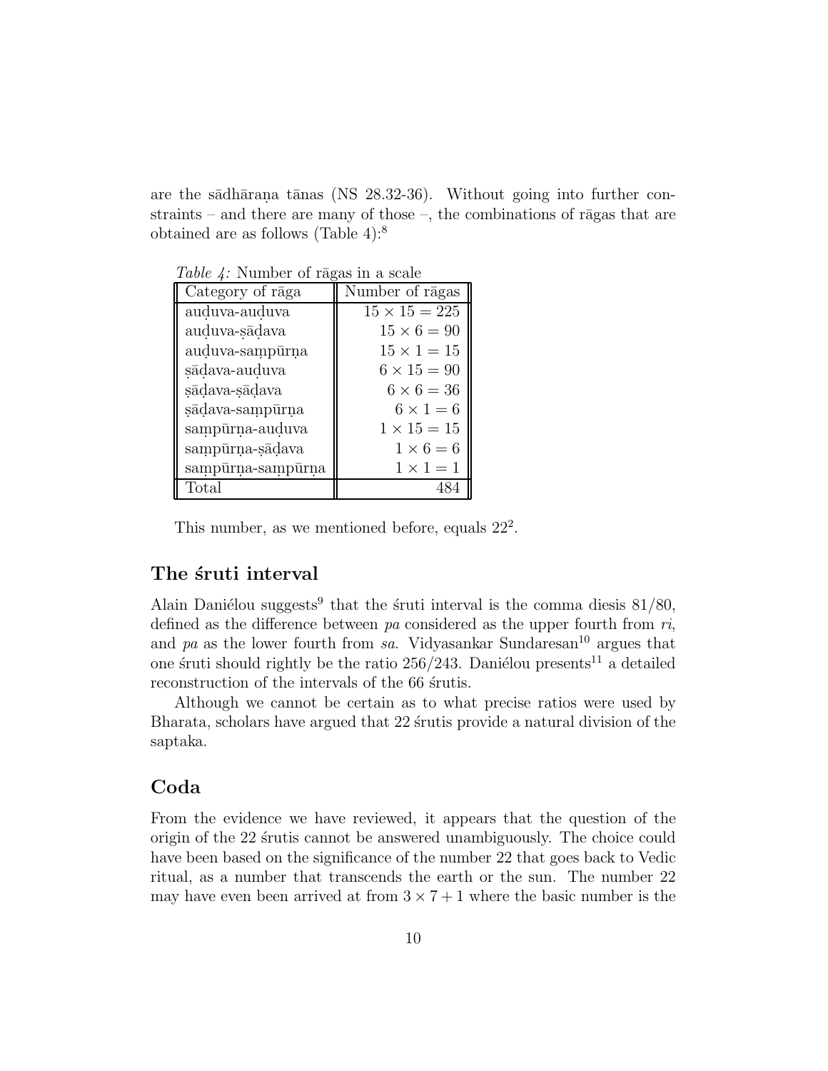are the sādhāraṇa tānas (NS 28.32-36). Without going into further constraints – and there are many of those –, the combinations of rāgas that are obtained are as follows (Table 4):[8]

*Table 4:* Number of rāgas in a scale

| Category of rāga | Number of rāgas |
|---|---|
| auḍuva-auḍuva | $15 \times 15 = 225$ |
| auḍuva-ṣāḍava | $15 \times 6 = 90$ |
| auḍuva-saṃpūrṇa | $15 \times 1 = 15$ |
| ṣāḍava-auḍuva | $6 \times 15 = 90$ |
| ṣāḍava-ṣāḍava | $6 \times 6 = 36$ |
| ṣāḍava-saṃpūrṇa | $6 \times 1 = 6$ |
| saṃpūrṇa-auḍuva | $1 \times 15 = 15$ |
| saṃpūrṇa-ṣāḍava | $1 \times 6 = 6$ |
| saṃpūrṇa-saṃpūrṇa | $1 \times 1 = 1$ |
| Total | 484 |

This number, as we mentioned before, equals $22^2$.

## The śruti interval

Alain Daniélou suggests[9] that the śruti interval is the comma diesis 81/80, defined as the difference between *pa* considered as the upper fourth from *ri*, and *pa* as the lower fourth from *sa*. Vidyasankar Sundaresan[10] argues that one śruti should rightly be the ratio 256/243. Daniélou presents[11] a detailed reconstruction of the intervals of the 66 śrutis.

Although we cannot be certain as to what precise ratios were used by Bharata, scholars have argued that 22 śrutis provide a natural division of the saptaka.

## Coda

From the evidence we have reviewed, it appears that the question of the origin of the 22 śrutis cannot be answered unambiguously. The choice could have been based on the significance of the number 22 that goes back to Vedic ritual, as a number that transcends the earth or the sun. The number 22 may have even been arrived at from $3 \times 7 + 1$ where the basic number is the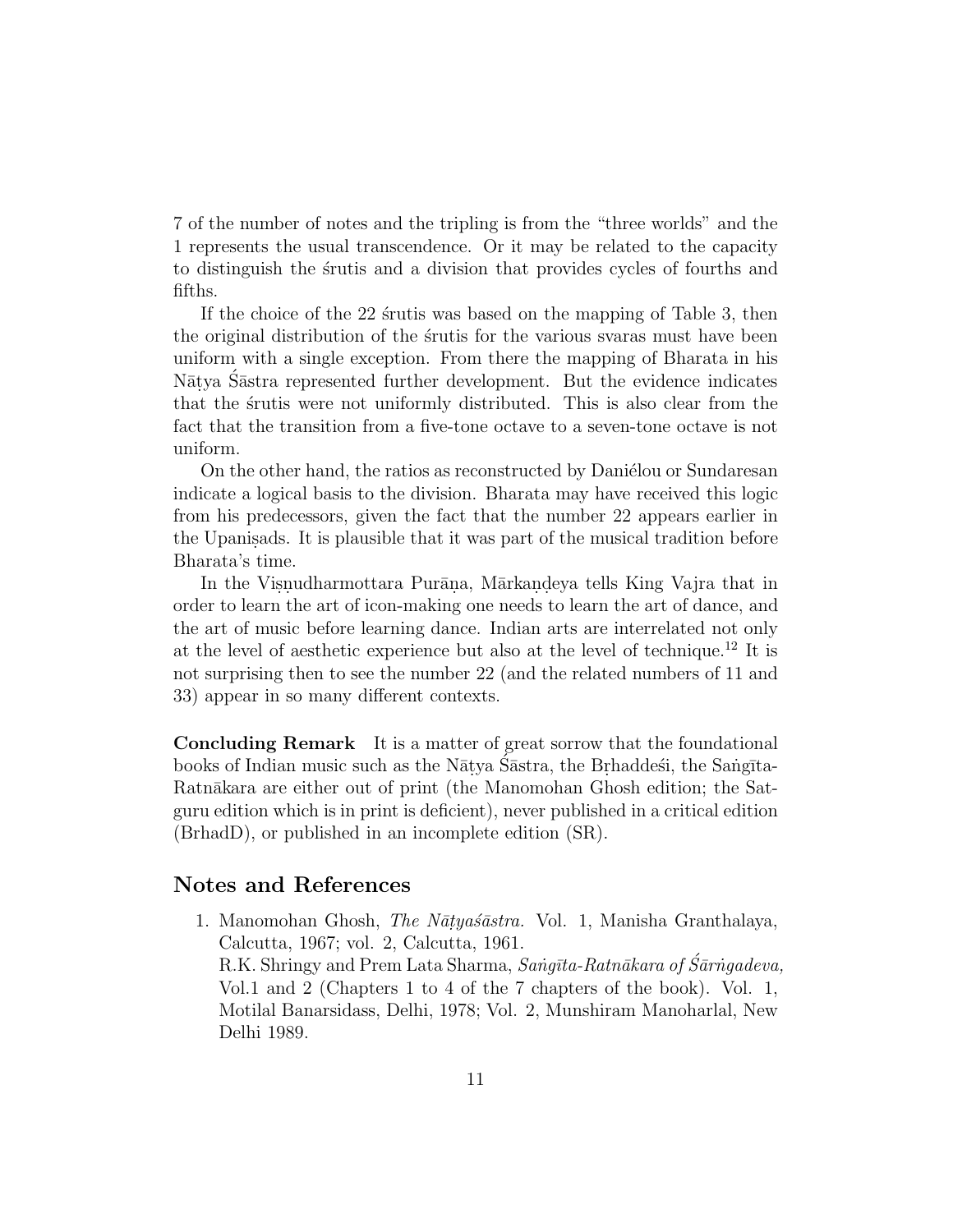7 of the number of notes and the tripling is from the "three worlds" and the 1 represents the usual transcendence. Or it may be related to the capacity to distinguish the śrutis and a division that provides cycles of fourths and fifths.

If the choice of the 22 śrutis was based on the mapping of Table 3, then the original distribution of the śrutis for the various svaras must have been uniform with a single exception. From there the mapping of Bharata in his Nāṭya Śāstra represented further development. But the evidence indicates that the śrutis were not uniformly distributed. This is also clear from the fact that the transition from a five-tone octave to a seven-tone octave is not uniform.

On the other hand, the ratios as reconstructed by Daniélou or Sundaresan indicate a logical basis to the division. Bharata may have received this logic from his predecessors, given the fact that the number 22 appears earlier in the Upaniṣads. It is plausible that it was part of the musical tradition before Bharata's time.

In the Viṣṇudharmottara Purāṇa, Mārkaṇḍeya tells King Vajra that in order to learn the art of icon-making one needs to learn the art of dance, and the art of music before learning dance. Indian arts are interrelated not only at the level of aesthetic experience but also at the level of technique.[12] It is not surprising then to see the number 22 (and the related numbers of 11 and 33) appear in so many different contexts.

**Concluding Remark** It is a matter of great sorrow that the foundational books of Indian music such as the Nāṭya Śāstra, the Bṛhaddeśi, the Saṅgīta-Ratnākara are either out of print (the Manomohan Ghosh edition; the Satguru edition which is in print is deficient), never published in a critical edition (BrhadD), or published in an incomplete edition (SR).

## Notes and References

1. Manomohan Ghosh, *The Nāṭyaśāstra.* Vol. 1, Manisha Granthalaya, Calcutta, 1967; vol. 2, Calcutta, 1961.
   R.K. Shringy and Prem Lata Sharma, *Saṅgīta-Ratnākara of Śārṅgadeva,* Vol.1 and 2 (Chapters 1 to 4 of the 7 chapters of the book). Vol. 1, Motilal Banarsidass, Delhi, 1978; Vol. 2, Munshiram Manoharlal, New Delhi 1989.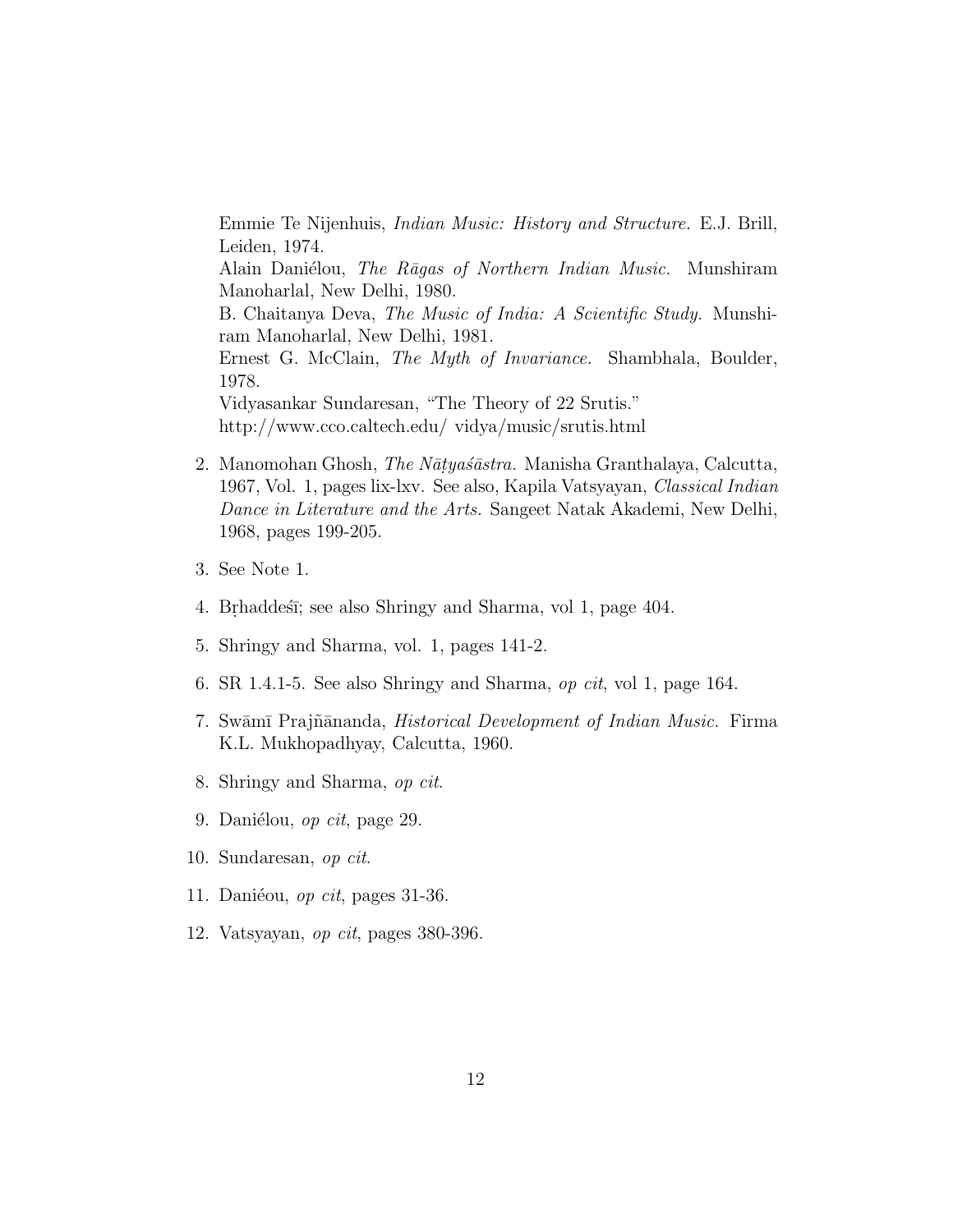Emmie Te Nijenhuis, *Indian Music: History and Structure.* E.J. Brill, Leiden, 1974.
Alain Daniélou, *The Rāgas of Northern Indian Music.* Munshiram Manoharlal, New Delhi, 1980.
B. Chaitanya Deva, *The Music of India: A Scientific Study.* Munshiram Manoharlal, New Delhi, 1981.
Ernest G. McClain, *The Myth of Invariance.* Shambhala, Boulder, 1978.
Vidyasankar Sundaresan, "The Theory of 22 Srutis."
http://www.cco.caltech.edu/ vidya/music/srutis.html

2. Manomohan Ghosh, *The Nāṭyaśāstra.* Manisha Granthalaya, Calcutta, 1967, Vol. 1, pages lix-lxv. See also, Kapila Vatsyayan, *Classical Indian Dance in Literature and the Arts.* Sangeet Natak Akademi, New Delhi, 1968, pages 199-205.

3. See Note 1.

4. Bṛhaddeśī; see also Shringy and Sharma, vol 1, page 404.

5. Shringy and Sharma, vol. 1, pages 141-2.

6. SR 1.4.1-5. See also Shringy and Sharma, *op cit*, vol 1, page 164.

7. Swāmī Prajñānanda, *Historical Development of Indian Music.* Firma K.L. Mukhopadhyay, Calcutta, 1960.

8. Shringy and Sharma, *op cit*.

9. Daniélou, *op cit*, page 29.

10. Sundaresan, *op cit*.

11. Danićou, *op cit*, pages 31-36.

12. Vatsyayan, *op cit*, pages 380-396.